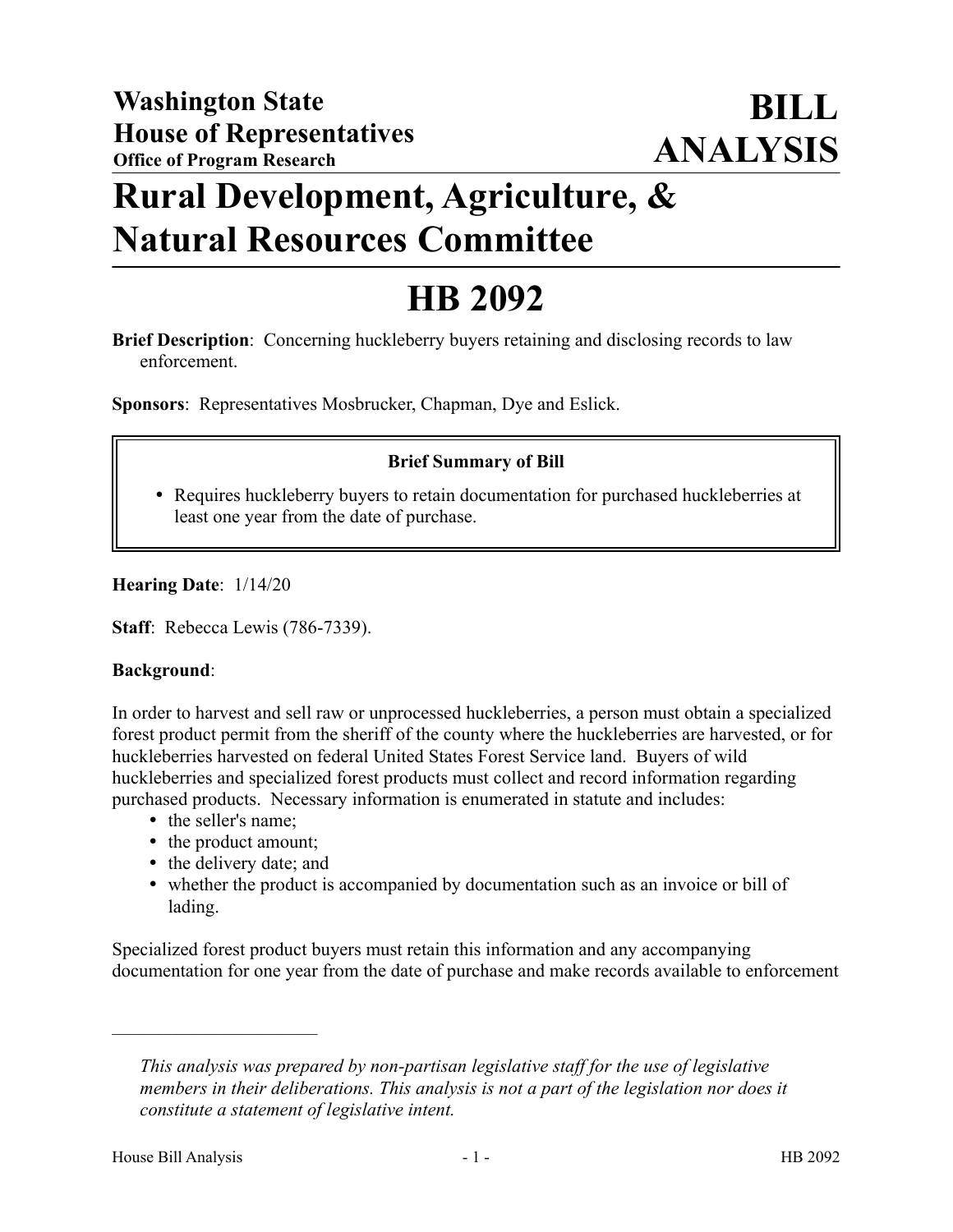**Washington State House of Representatives**
**Office of Program Research**

# BILL ANALYSIS

# Rural Development, Agriculture, & Natural Resources Committee

# HB 2092

**Brief Description**: Concerning huckleberry buyers retaining and disclosing records to law enforcement.

**Sponsors**: Representatives Mosbrucker, Chapman, Dye and Eslick.

**Brief Summary of Bill**

- Requires huckleberry buyers to retain documentation for purchased huckleberries at least one year from the date of purchase.

**Hearing Date**: 1/14/20

**Staff**: Rebecca Lewis (786-7339).

**Background**:

In order to harvest and sell raw or unprocessed huckleberries, a person must obtain a specialized forest product permit from the sheriff of the county where the huckleberries are harvested, or for huckleberries harvested on federal United States Forest Service land. Buyers of wild huckleberries and specialized forest products must collect and record information regarding purchased products. Necessary information is enumerated in statute and includes:

- the seller's name;
- the product amount;
- the delivery date; and
- whether the product is accompanied by documentation such as an invoice or bill of lading.

Specialized forest product buyers must retain this information and any accompanying documentation for one year from the date of purchase and make records available to enforcement

---

*This analysis was prepared by non-partisan legislative staff for the use of legislative members in their deliberations. This analysis is not a part of the legislation nor does it constitute a statement of legislative intent.*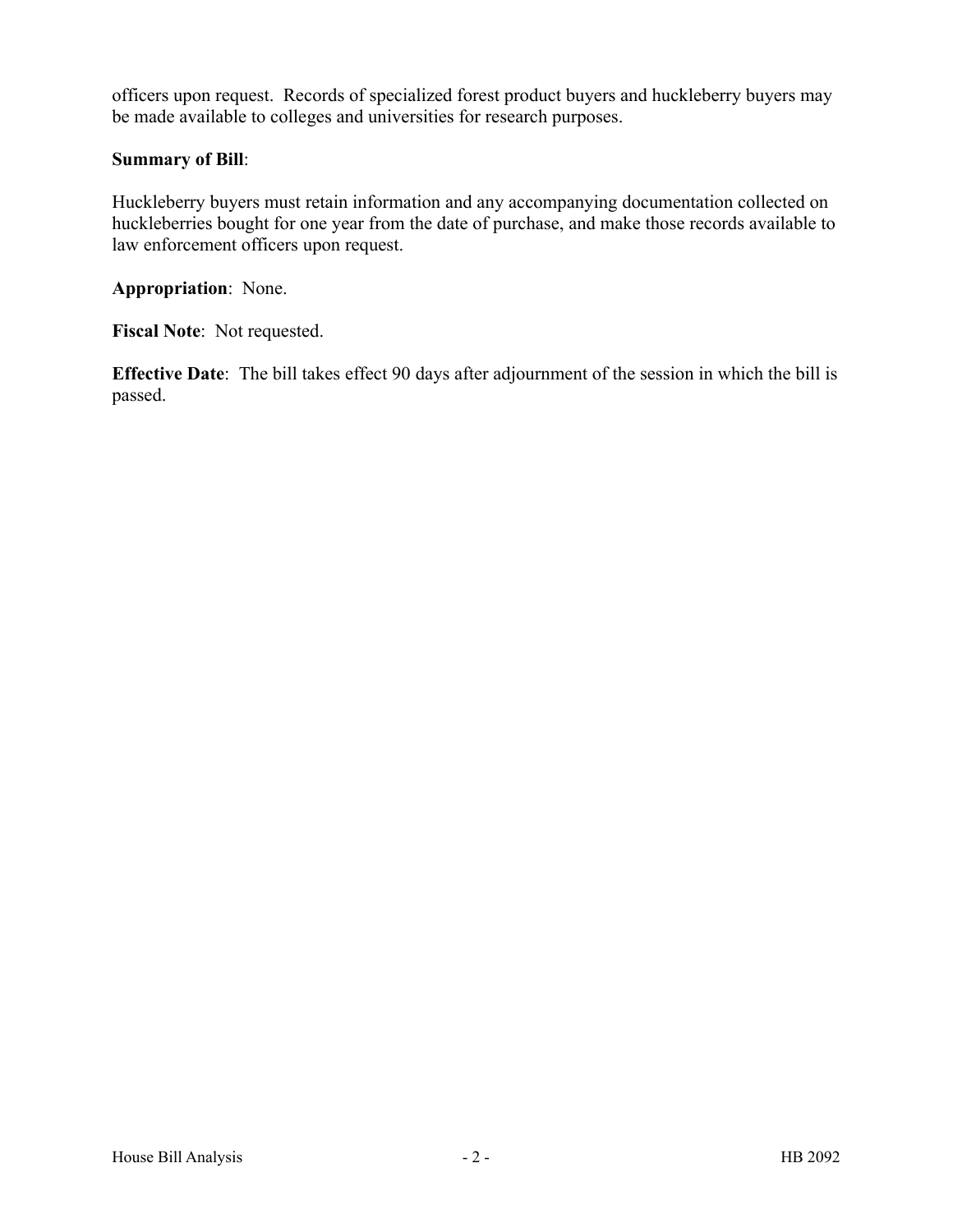officers upon request. Records of specialized forest product buyers and huckleberry buyers may be made available to colleges and universities for research purposes.

**Summary of Bill**:

Huckleberry buyers must retain information and any accompanying documentation collected on huckleberries bought for one year from the date of purchase, and make those records available to law enforcement officers upon request.

**Appropriation**: None.

**Fiscal Note**: Not requested.

**Effective Date**: The bill takes effect 90 days after adjournment of the session in which the bill is passed.